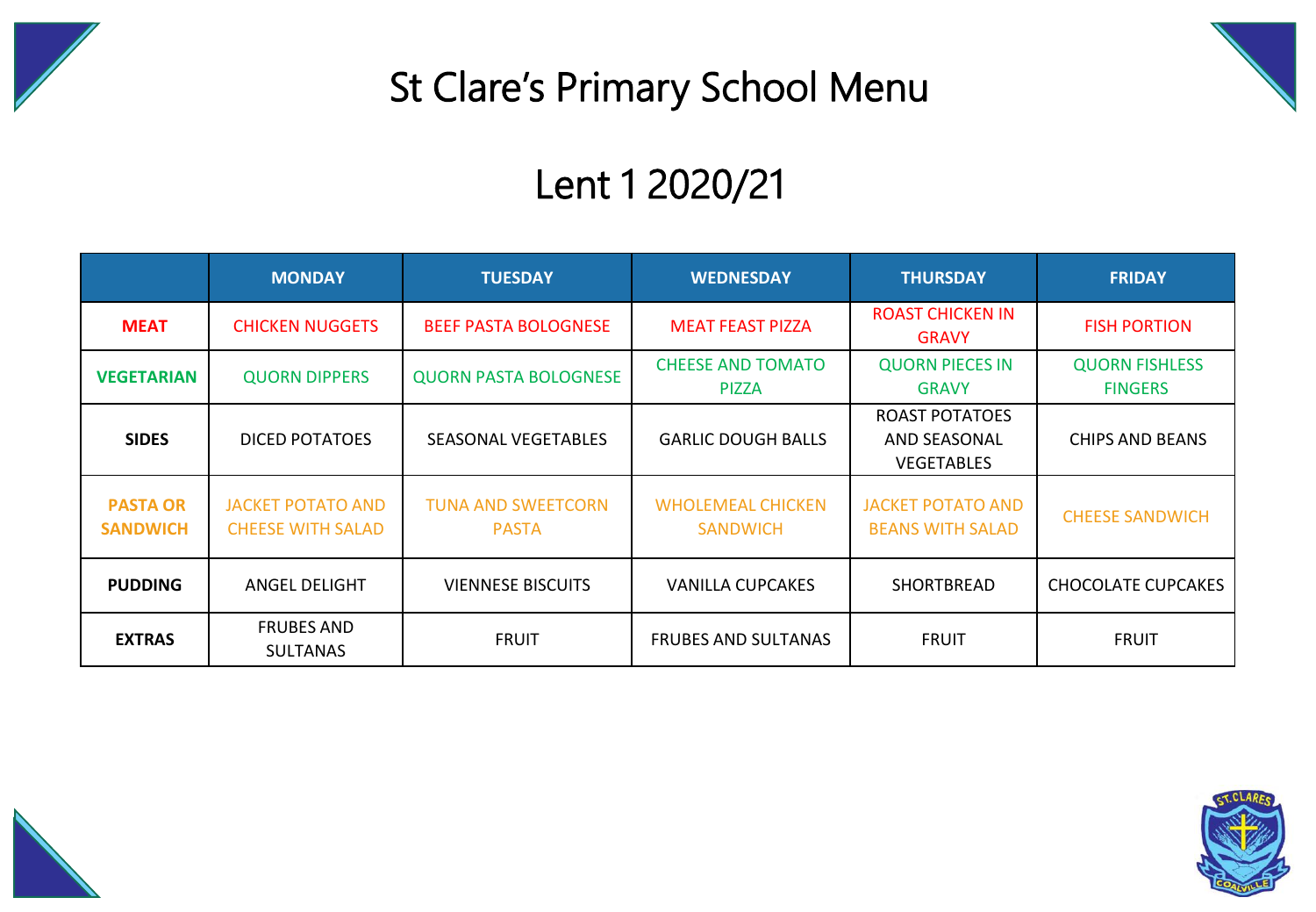# St Clare's Primary School Menu

## Lent 1 2020/21

| | MONDAY | TUESDAY | WEDNESDAY | THURSDAY | FRIDAY |
|---|---|---|---|---|---|
| **MEAT** | CHICKEN NUGGETS | BEEF PASTA BOLOGNESE | MEAT FEAST PIZZA | ROAST CHICKEN IN GRAVY | FISH PORTION |
| **VEGETARIAN** | QUORN DIPPERS | QUORN PASTA BOLOGNESE | CHEESE AND TOMATO PIZZA | QUORN PIECES IN GRAVY | QUORN FISHLESS FINGERS |
| **SIDES** | DICED POTATOES | SEASONAL VEGETABLES | GARLIC DOUGH BALLS | ROAST POTATOES AND SEASONAL VEGETABLES | CHIPS AND BEANS |
| **PASTA OR SANDWICH** | JACKET POTATO AND CHEESE WITH SALAD | TUNA AND SWEETCORN PASTA | WHOLEMEAL CHICKEN SANDWICH | JACKET POTATO AND BEANS WITH SALAD | CHEESE SANDWICH |
| **PUDDING** | ANGEL DELIGHT | VIENNESE BISCUITS | VANILLA CUPCAKES | SHORTBREAD | CHOCOLATE CUPCAKES |
| **EXTRAS** | FRUBES AND SULTANAS | FRUIT | FRUBES AND SULTANAS | FRUIT | FRUIT |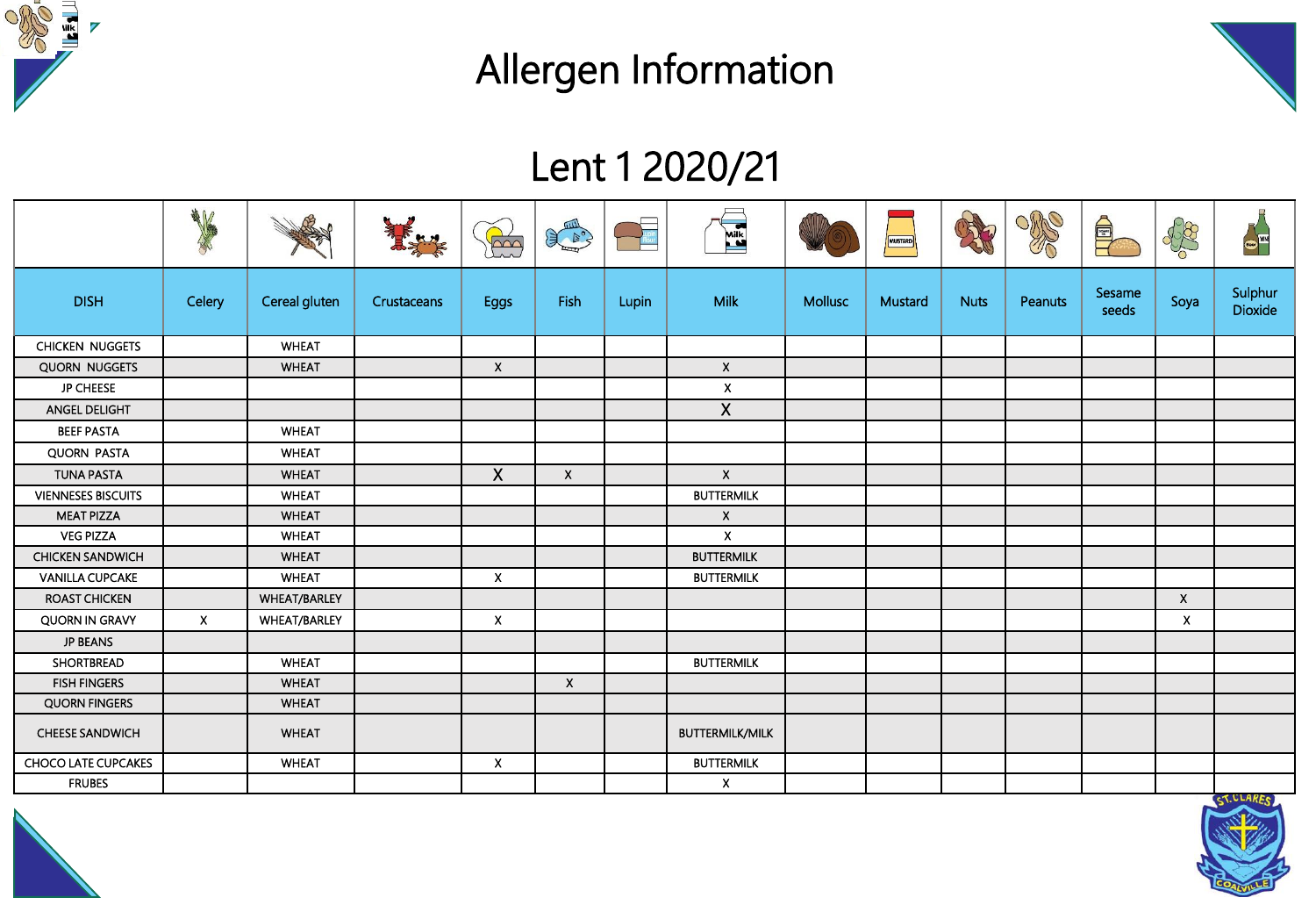# Allergen Information

# Lent 1 2020/21

| DISH | Celery | Cereal gluten | Crustaceans | Eggs | Fish | Lupin | Milk | Mollusc | Mustard | Nuts | Peanuts | Sesame seeds | Soya | Sulphur Dioxide |
|---|---|---|---|---|---|---|---|---|---|---|---|---|---|---|
| CHICKEN NUGGETS | | WHEAT | | | | | | | | | | | | |
| QUORN NUGGETS | | WHEAT | | X | | | X | | | | | | | |
| JP CHEESE | | | | | | | X | | | | | | | |
| ANGEL DELIGHT | | | | | | | X | | | | | | | |
| BEEF PASTA | | WHEAT | | | | | | | | | | | | |
| QUORN PASTA | | WHEAT | | | | | | | | | | | | |
| TUNA PASTA | | WHEAT | | X | X | | X | | | | | | | |
| VIENNESES BISCUITS | | WHEAT | | | | | BUTTERMILK | | | | | | | |
| MEAT PIZZA | | WHEAT | | | | | X | | | | | | | |
| VEG PIZZA | | WHEAT | | | | | X | | | | | | | |
| CHICKEN SANDWICH | | WHEAT | | | | | BUTTERMILK | | | | | | | |
| VANILLA CUPCAKE | | WHEAT | | X | | | BUTTERMILK | | | | | | | |
| ROAST CHICKEN | | WHEAT/BARLEY | | | | | | | | | | | X | |
| QUORN IN GRAVY | X | WHEAT/BARLEY | | X | | | | | | | | | X | |
| JP BEANS | | | | | | | | | | | | | | |
| SHORTBREAD | | WHEAT | | | | | BUTTERMILK | | | | | | | |
| FISH FINGERS | | WHEAT | | | X | | | | | | | | | |
| QUORN FINGERS | | WHEAT | | | | | | | | | | | | |
| CHEESE SANDWICH | | WHEAT | | | | | BUTTERMILK/MILK | | | | | | | |
| CHOCO LATE CUPCAKES | | WHEAT | | X | | | BUTTERMILK | | | | | | | |
| FRUBES | | | | | | | X | | | | | | | |